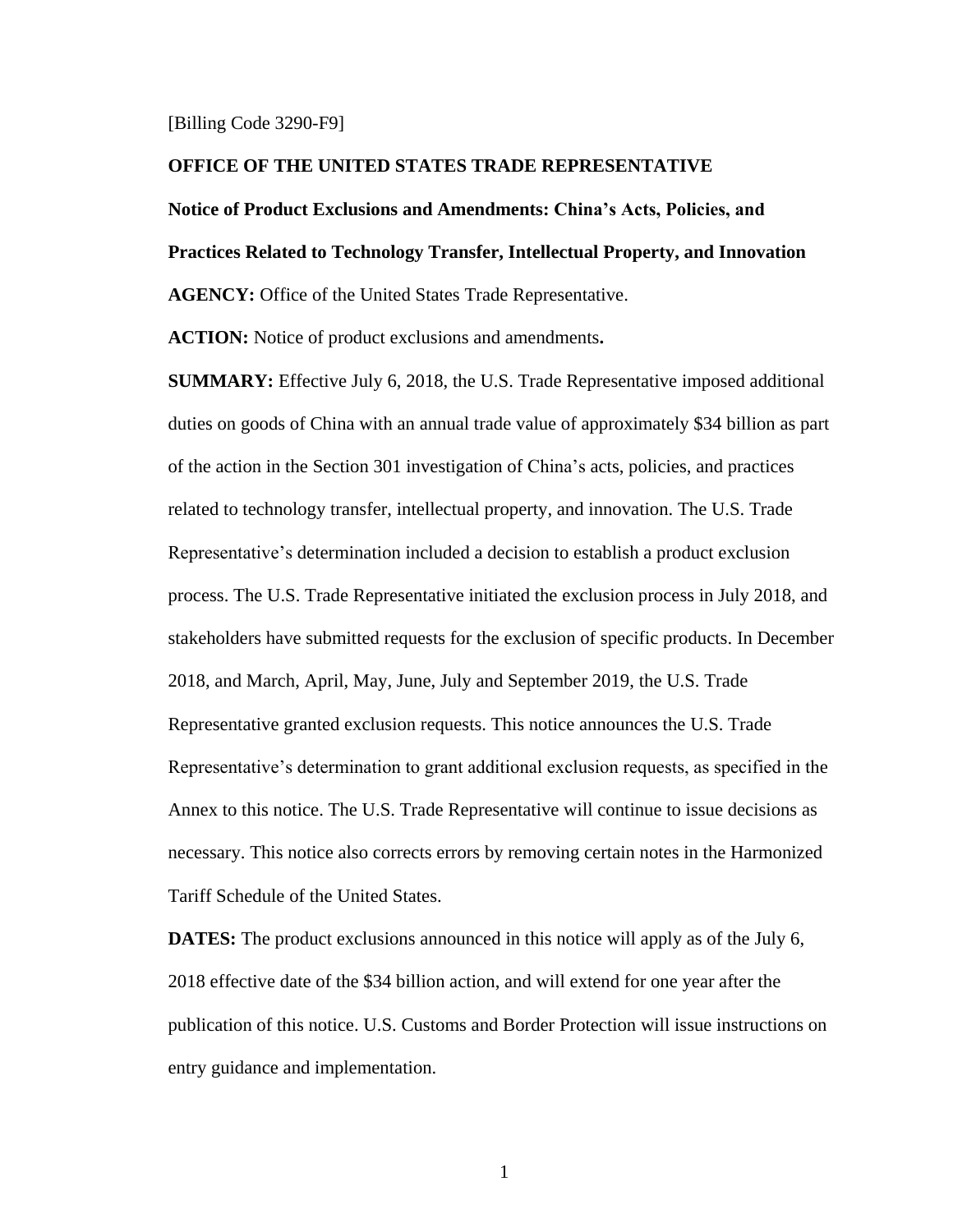[Billing Code 3290-F9]

**OFFICE OF THE UNITED STATES TRADE REPRESENTATIVE**

**Notice of Product Exclusions and Amendments: China's Acts, Policies, and Practices Related to Technology Transfer, Intellectual Property, and Innovation**

**AGENCY:** Office of the United States Trade Representative.

**ACTION:** Notice of product exclusions and amendments**.**

**SUMMARY:** Effective July 6, 2018, the U.S. Trade Representative imposed additional duties on goods of China with an annual trade value of approximately $34 billion as part of the action in the Section 301 investigation of China's acts, policies, and practices related to technology transfer, intellectual property, and innovation. The U.S. Trade Representative's determination included a decision to establish a product exclusion process. The U.S. Trade Representative initiated the exclusion process in July 2018, and stakeholders have submitted requests for the exclusion of specific products. In December 2018, and March, April, May, June, July and September 2019, the U.S. Trade Representative granted exclusion requests. This notice announces the U.S. Trade Representative's determination to grant additional exclusion requests, as specified in the Annex to this notice. The U.S. Trade Representative will continue to issue decisions as necessary. This notice also corrects errors by removing certain notes in the Harmonized Tariff Schedule of the United States.

**DATES:** The product exclusions announced in this notice will apply as of the July 6, 2018 effective date of the $34 billion action, and will extend for one year after the publication of this notice. U.S. Customs and Border Protection will issue instructions on entry guidance and implementation.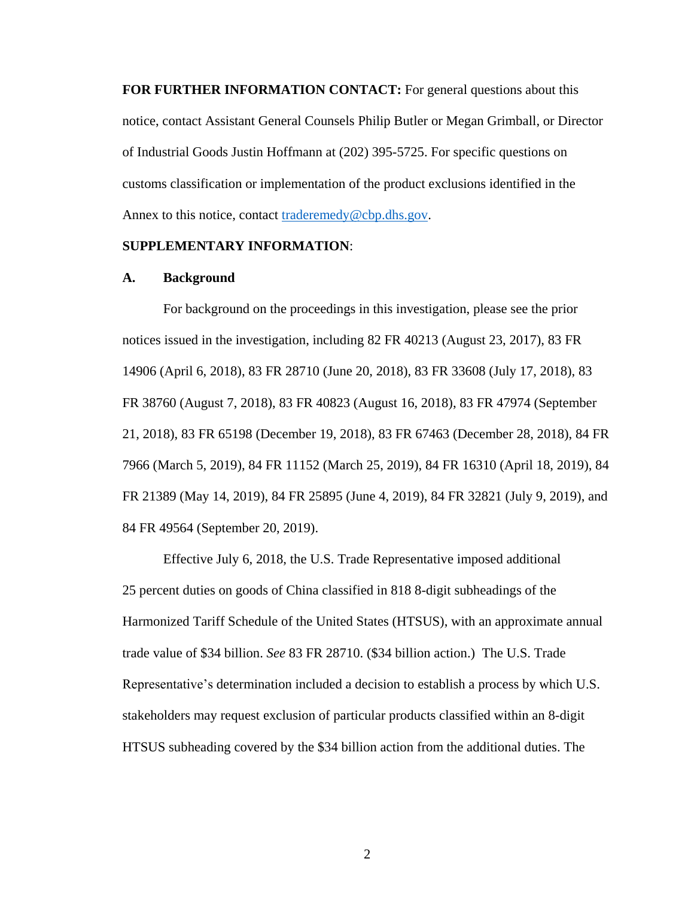**FOR FURTHER INFORMATION CONTACT:** For general questions about this notice, contact Assistant General Counsels Philip Butler or Megan Grimball, or Director of Industrial Goods Justin Hoffmann at (202) 395-5725. For specific questions on customs classification or implementation of the product exclusions identified in the Annex to this notice, contact traderemedy@cbp.dhs.gov.

**SUPPLEMENTARY INFORMATION**:

**A. Background**

For background on the proceedings in this investigation, please see the prior notices issued in the investigation, including 82 FR 40213 (August 23, 2017), 83 FR 14906 (April 6, 2018), 83 FR 28710 (June 20, 2018), 83 FR 33608 (July 17, 2018), 83 FR 38760 (August 7, 2018), 83 FR 40823 (August 16, 2018), 83 FR 47974 (September 21, 2018), 83 FR 65198 (December 19, 2018), 83 FR 67463 (December 28, 2018), 84 FR 7966 (March 5, 2019), 84 FR 11152 (March 25, 2019), 84 FR 16310 (April 18, 2019), 84 FR 21389 (May 14, 2019), 84 FR 25895 (June 4, 2019), 84 FR 32821 (July 9, 2019), and 84 FR 49564 (September 20, 2019).

Effective July 6, 2018, the U.S. Trade Representative imposed additional 25 percent duties on goods of China classified in 818 8-digit subheadings of the Harmonized Tariff Schedule of the United States (HTSUS), with an approximate annual trade value of $34 billion. *See* 83 FR 28710. ($34 billion action.) The U.S. Trade Representative's determination included a decision to establish a process by which U.S. stakeholders may request exclusion of particular products classified within an 8-digit HTSUS subheading covered by the $34 billion action from the additional duties. The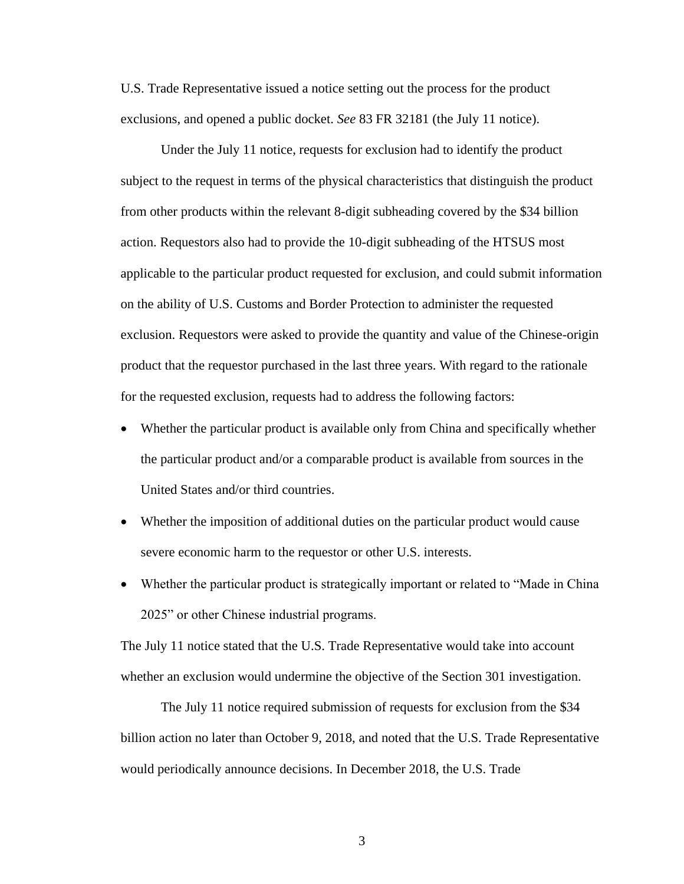U.S. Trade Representative issued a notice setting out the process for the product exclusions, and opened a public docket. *See* 83 FR 32181 (the July 11 notice).

Under the July 11 notice, requests for exclusion had to identify the product subject to the request in terms of the physical characteristics that distinguish the product from other products within the relevant 8-digit subheading covered by the $34 billion action. Requestors also had to provide the 10-digit subheading of the HTSUS most applicable to the particular product requested for exclusion, and could submit information on the ability of U.S. Customs and Border Protection to administer the requested exclusion. Requestors were asked to provide the quantity and value of the Chinese-origin product that the requestor purchased in the last three years. With regard to the rationale for the requested exclusion, requests had to address the following factors:

- Whether the particular product is available only from China and specifically whether the particular product and/or a comparable product is available from sources in the United States and/or third countries.
- Whether the imposition of additional duties on the particular product would cause severe economic harm to the requestor or other U.S. interests.
- Whether the particular product is strategically important or related to "Made in China 2025" or other Chinese industrial programs.

The July 11 notice stated that the U.S. Trade Representative would take into account whether an exclusion would undermine the objective of the Section 301 investigation.

The July 11 notice required submission of requests for exclusion from the $34 billion action no later than October 9, 2018, and noted that the U.S. Trade Representative would periodically announce decisions. In December 2018, the U.S. Trade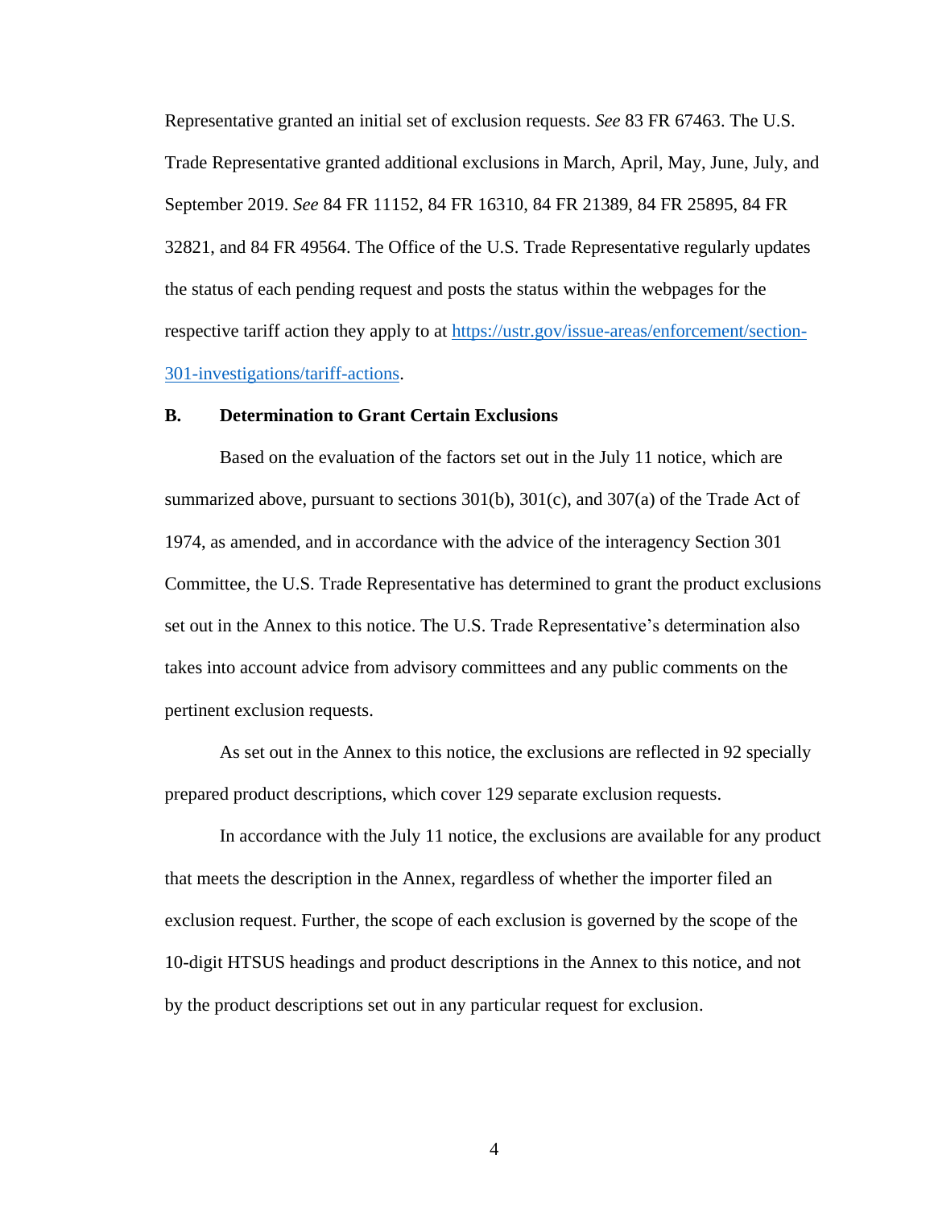Representative granted an initial set of exclusion requests. *See* 83 FR 67463. The U.S. Trade Representative granted additional exclusions in March, April, May, June, July, and September 2019. *See* 84 FR 11152, 84 FR 16310, 84 FR 21389, 84 FR 25895, 84 FR 32821, and 84 FR 49564. The Office of the U.S. Trade Representative regularly updates the status of each pending request and posts the status within the webpages for the respective tariff action they apply to at [https://ustr.gov/issue-areas/enforcement/section-301-investigations/tariff-actions](https://ustr.gov/issue-areas/enforcement/section-301-investigations/tariff-actions).

**B. Determination to Grant Certain Exclusions**

Based on the evaluation of the factors set out in the July 11 notice, which are summarized above, pursuant to sections 301(b), 301(c), and 307(a) of the Trade Act of 1974, as amended, and in accordance with the advice of the interagency Section 301 Committee, the U.S. Trade Representative has determined to grant the product exclusions set out in the Annex to this notice. The U.S. Trade Representative's determination also takes into account advice from advisory committees and any public comments on the pertinent exclusion requests.

As set out in the Annex to this notice, the exclusions are reflected in 92 specially prepared product descriptions, which cover 129 separate exclusion requests.

In accordance with the July 11 notice, the exclusions are available for any product that meets the description in the Annex, regardless of whether the importer filed an exclusion request. Further, the scope of each exclusion is governed by the scope of the 10-digit HTSUS headings and product descriptions in the Annex to this notice, and not by the product descriptions set out in any particular request for exclusion.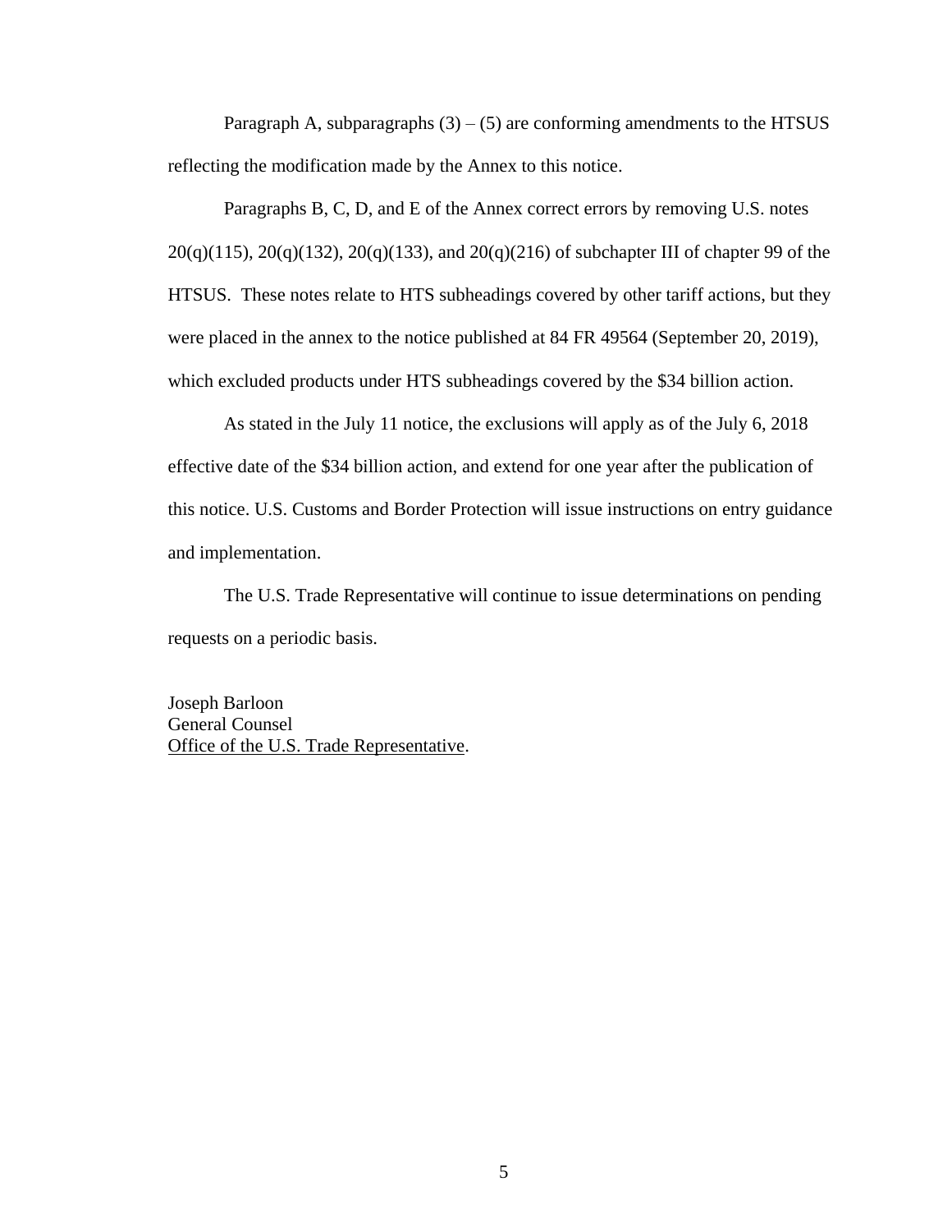Paragraph A, subparagraphs (3) – (5) are conforming amendments to the HTSUS reflecting the modification made by the Annex to this notice.

Paragraphs B, C, D, and E of the Annex correct errors by removing U.S. notes 20(q)(115), 20(q)(132), 20(q)(133), and 20(q)(216) of subchapter III of chapter 99 of the HTSUS. These notes relate to HTS subheadings covered by other tariff actions, but they were placed in the annex to the notice published at 84 FR 49564 (September 20, 2019), which excluded products under HTS subheadings covered by the $34 billion action.

As stated in the July 11 notice, the exclusions will apply as of the July 6, 2018 effective date of the $34 billion action, and extend for one year after the publication of this notice. U.S. Customs and Border Protection will issue instructions on entry guidance and implementation.

The U.S. Trade Representative will continue to issue determinations on pending requests on a periodic basis.

Joseph Barloon
General Counsel
Office of the U.S. Trade Representative.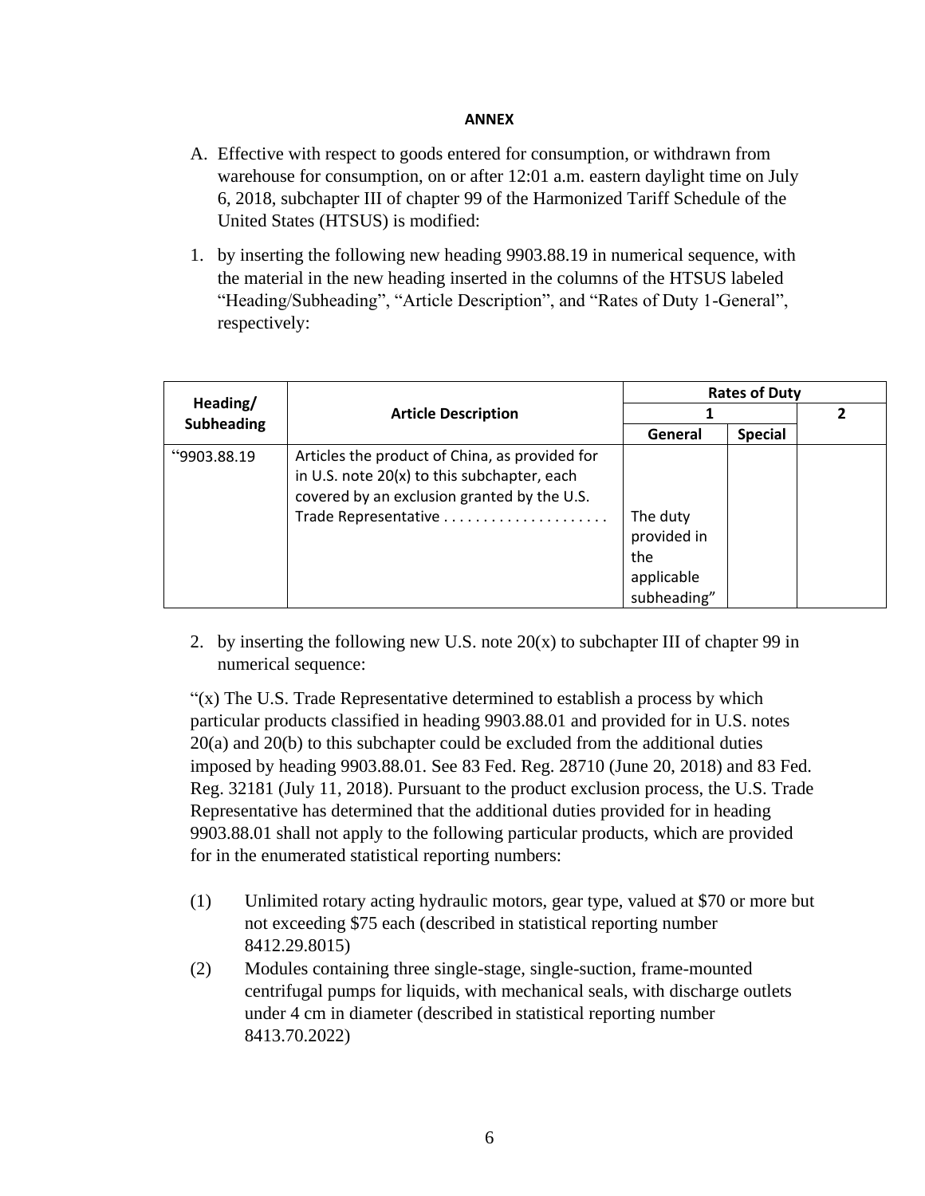**ANNEX**

A. Effective with respect to goods entered for consumption, or withdrawn from warehouse for consumption, on or after 12:01 a.m. eastern daylight time on July 6, 2018, subchapter III of chapter 99 of the Harmonized Tariff Schedule of the United States (HTSUS) is modified:

1. by inserting the following new heading 9903.88.19 in numerical sequence, with the material in the new heading inserted in the columns of the HTSUS labeled "Heading/Subheading", "Article Description", and "Rates of Duty 1-General", respectively:

| Heading/ Subheading | Article Description | Rates of Duty | | |
|---|---|---|---|---|
| | | 1 | | 2 |
| | | General | Special | |
| "9903.88.19 | Articles the product of China, as provided for in U.S. note 20(x) to this subchapter, each covered by an exclusion granted by the U.S. Trade Representative . . . . . . . . . . . . . . . . . . . . . | The duty provided in the applicable subheading" | | |

2. by inserting the following new U.S. note 20(x) to subchapter III of chapter 99 in numerical sequence:

"(x) The U.S. Trade Representative determined to establish a process by which particular products classified in heading 9903.88.01 and provided for in U.S. notes 20(a) and 20(b) to this subchapter could be excluded from the additional duties imposed by heading 9903.88.01. See 83 Fed. Reg. 28710 (June 20, 2018) and 83 Fed. Reg. 32181 (July 11, 2018). Pursuant to the product exclusion process, the U.S. Trade Representative has determined that the additional duties provided for in heading 9903.88.01 shall not apply to the following particular products, which are provided for in the enumerated statistical reporting numbers:

(1) Unlimited rotary acting hydraulic motors, gear type, valued at $70 or more but not exceeding $75 each (described in statistical reporting number 8412.29.8015)

(2) Modules containing three single-stage, single-suction, frame-mounted centrifugal pumps for liquids, with mechanical seals, with discharge outlets under 4 cm in diameter (described in statistical reporting number 8413.70.2022)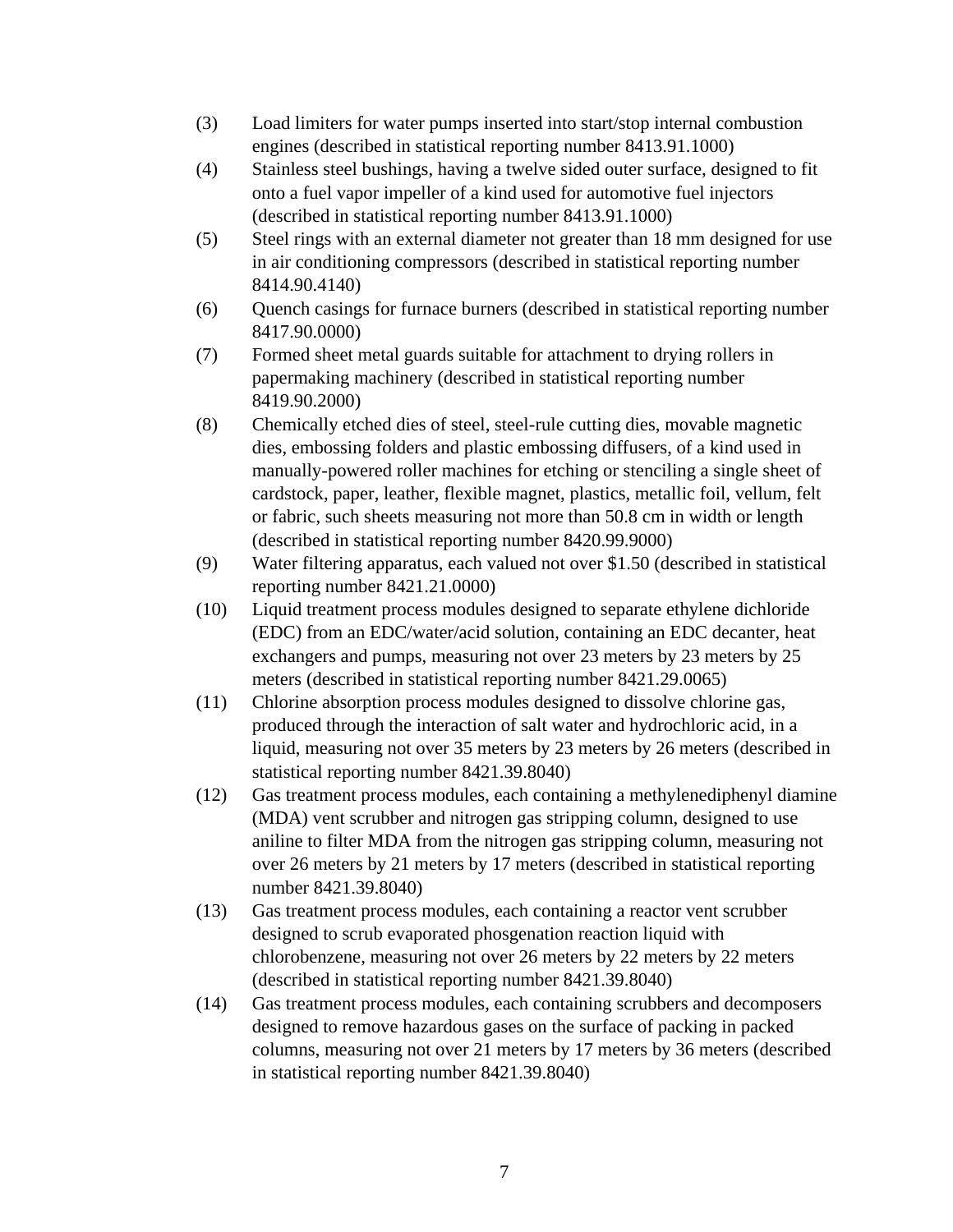(3) Load limiters for water pumps inserted into start/stop internal combustion engines (described in statistical reporting number 8413.91.1000)

(4) Stainless steel bushings, having a twelve sided outer surface, designed to fit onto a fuel vapor impeller of a kind used for automotive fuel injectors (described in statistical reporting number 8413.91.1000)

(5) Steel rings with an external diameter not greater than 18 mm designed for use in air conditioning compressors (described in statistical reporting number 8414.90.4140)

(6) Quench casings for furnace burners (described in statistical reporting number 8417.90.0000)

(7) Formed sheet metal guards suitable for attachment to drying rollers in papermaking machinery (described in statistical reporting number 8419.90.2000)

(8) Chemically etched dies of steel, steel-rule cutting dies, movable magnetic dies, embossing folders and plastic embossing diffusers, of a kind used in manually-powered roller machines for etching or stenciling a single sheet of cardstock, paper, leather, flexible magnet, plastics, metallic foil, vellum, felt or fabric, such sheets measuring not more than 50.8 cm in width or length (described in statistical reporting number 8420.99.9000)

(9) Water filtering apparatus, each valued not over $1.50 (described in statistical reporting number 8421.21.0000)

(10) Liquid treatment process modules designed to separate ethylene dichloride (EDC) from an EDC/water/acid solution, containing an EDC decanter, heat exchangers and pumps, measuring not over 23 meters by 23 meters by 25 meters (described in statistical reporting number 8421.29.0065)

(11) Chlorine absorption process modules designed to dissolve chlorine gas, produced through the interaction of salt water and hydrochloric acid, in a liquid, measuring not over 35 meters by 23 meters by 26 meters (described in statistical reporting number 8421.39.8040)

(12) Gas treatment process modules, each containing a methylenediphenyl diamine (MDA) vent scrubber and nitrogen gas stripping column, designed to use aniline to filter MDA from the nitrogen gas stripping column, measuring not over 26 meters by 21 meters by 17 meters (described in statistical reporting number 8421.39.8040)

(13) Gas treatment process modules, each containing a reactor vent scrubber designed to scrub evaporated phosgenation reaction liquid with chlorobenzene, measuring not over 26 meters by 22 meters by 22 meters (described in statistical reporting number 8421.39.8040)

(14) Gas treatment process modules, each containing scrubbers and decomposers designed to remove hazardous gases on the surface of packing in packed columns, measuring not over 21 meters by 17 meters by 36 meters (described in statistical reporting number 8421.39.8040)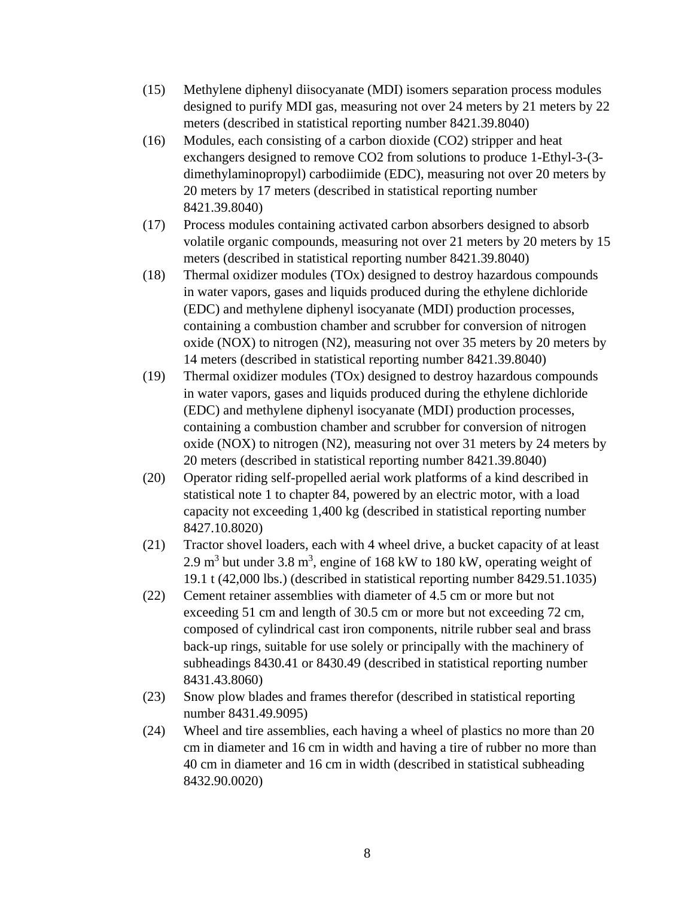(15) Methylene diphenyl diisocyanate (MDI) isomers separation process modules designed to purify MDI gas, measuring not over 24 meters by 21 meters by 22 meters (described in statistical reporting number 8421.39.8040)

(16) Modules, each consisting of a carbon dioxide ($CO_2$) stripper and heat exchangers designed to remove $CO_2$ from solutions to produce 1-Ethyl-3-(3-dimethylaminopropyl) carbodiimide (EDC), measuring not over 20 meters by 20 meters by 17 meters (described in statistical reporting number 8421.39.8040)

(17) Process modules containing activated carbon absorbers designed to absorb volatile organic compounds, measuring not over 21 meters by 20 meters by 15 meters (described in statistical reporting number 8421.39.8040)

(18) Thermal oxidizer modules (TOx) designed to destroy hazardous compounds in water vapors, gases and liquids produced during the ethylene dichloride (EDC) and methylene diphenyl isocyanate (MDI) production processes, containing a combustion chamber and scrubber for conversion of nitrogen oxide (NOX) to nitrogen ($N_2$), measuring not over 35 meters by 20 meters by 14 meters (described in statistical reporting number 8421.39.8040)

(19) Thermal oxidizer modules (TOx) designed to destroy hazardous compounds in water vapors, gases and liquids produced during the ethylene dichloride (EDC) and methylene diphenyl isocyanate (MDI) production processes, containing a combustion chamber and scrubber for conversion of nitrogen oxide (NOX) to nitrogen ($N_2$), measuring not over 31 meters by 24 meters by 20 meters (described in statistical reporting number 8421.39.8040)

(20) Operator riding self-propelled aerial work platforms of a kind described in statistical note 1 to chapter 84, powered by an electric motor, with a load capacity not exceeding 1,400 kg (described in statistical reporting number 8427.10.8020)

(21) Tractor shovel loaders, each with 4 wheel drive, a bucket capacity of at least 2.9 $m^3$ but under 3.8 $m^3$, engine of 168 kW to 180 kW, operating weight of 19.1 t (42,000 lbs.) (described in statistical reporting number 8429.51.1035)

(22) Cement retainer assemblies with diameter of 4.5 cm or more but not exceeding 51 cm and length of 30.5 cm or more but not exceeding 72 cm, composed of cylindrical cast iron components, nitrile rubber seal and brass back-up rings, suitable for use solely or principally with the machinery of subheadings 8430.41 or 8430.49 (described in statistical reporting number 8431.43.8060)

(23) Snow plow blades and frames therefor (described in statistical reporting number 8431.49.9095)

(24) Wheel and tire assemblies, each having a wheel of plastics no more than 20 cm in diameter and 16 cm in width and having a tire of rubber no more than 40 cm in diameter and 16 cm in width (described in statistical subheading 8432.90.0020)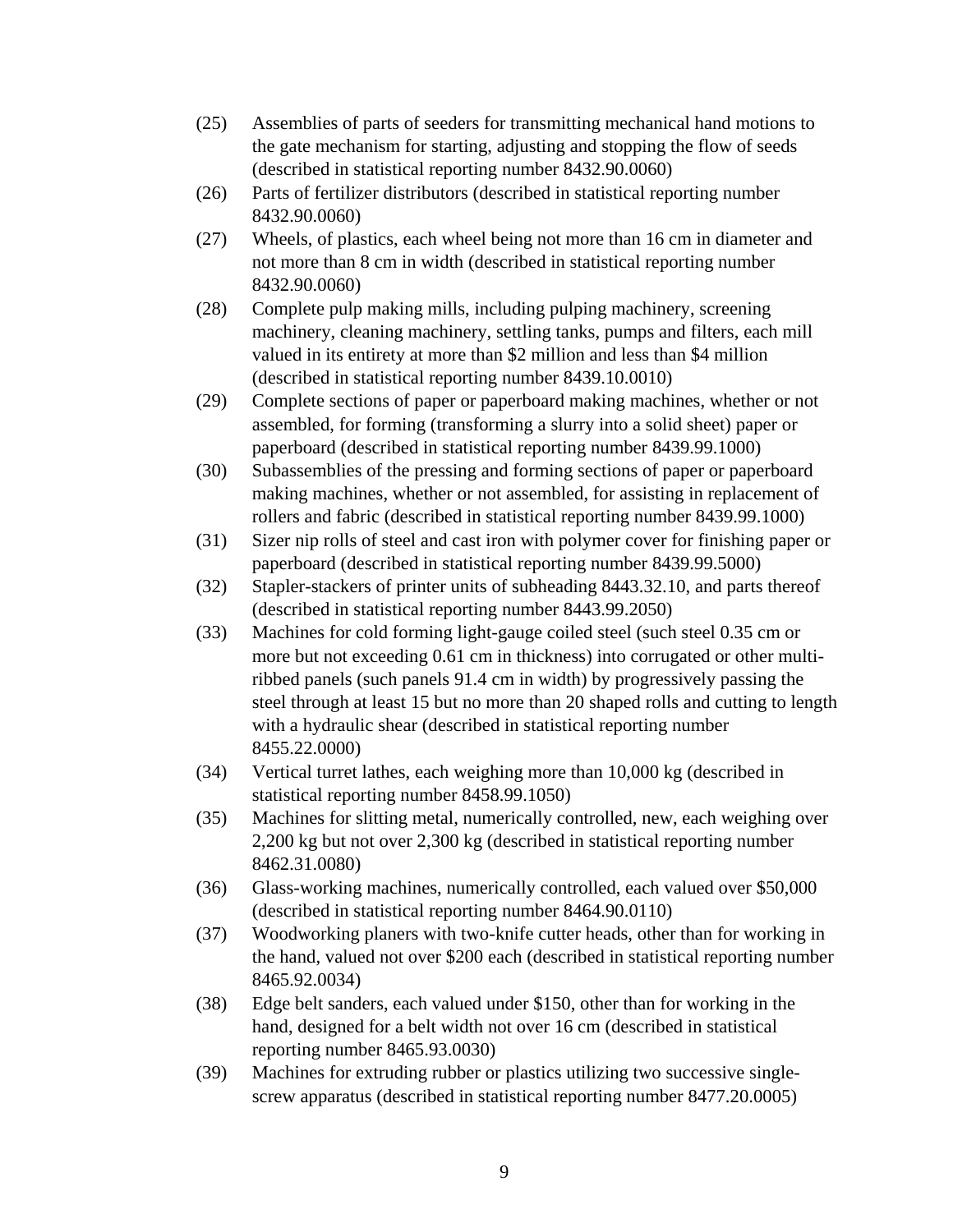(25) Assemblies of parts of seeders for transmitting mechanical hand motions to the gate mechanism for starting, adjusting and stopping the flow of seeds (described in statistical reporting number 8432.90.0060)

(26) Parts of fertilizer distributors (described in statistical reporting number 8432.90.0060)

(27) Wheels, of plastics, each wheel being not more than 16 cm in diameter and not more than 8 cm in width (described in statistical reporting number 8432.90.0060)

(28) Complete pulp making mills, including pulping machinery, screening machinery, cleaning machinery, settling tanks, pumps and filters, each mill valued in its entirety at more than $2 million and less than $4 million (described in statistical reporting number 8439.10.0010)

(29) Complete sections of paper or paperboard making machines, whether or not assembled, for forming (transforming a slurry into a solid sheet) paper or paperboard (described in statistical reporting number 8439.99.1000)

(30) Subassemblies of the pressing and forming sections of paper or paperboard making machines, whether or not assembled, for assisting in replacement of rollers and fabric (described in statistical reporting number 8439.99.1000)

(31) Sizer nip rolls of steel and cast iron with polymer cover for finishing paper or paperboard (described in statistical reporting number 8439.99.5000)

(32) Stapler-stackers of printer units of subheading 8443.32.10, and parts thereof (described in statistical reporting number 8443.99.2050)

(33) Machines for cold forming light-gauge coiled steel (such steel 0.35 cm or more but not exceeding 0.61 cm in thickness) into corrugated or other multi-ribbed panels (such panels 91.4 cm in width) by progressively passing the steel through at least 15 but no more than 20 shaped rolls and cutting to length with a hydraulic shear (described in statistical reporting number 8455.22.0000)

(34) Vertical turret lathes, each weighing more than 10,000 kg (described in statistical reporting number 8458.99.1050)

(35) Machines for slitting metal, numerically controlled, new, each weighing over 2,200 kg but not over 2,300 kg (described in statistical reporting number 8462.31.0080)

(36) Glass-working machines, numerically controlled, each valued over $50,000 (described in statistical reporting number 8464.90.0110)

(37) Woodworking planers with two-knife cutter heads, other than for working in the hand, valued not over $200 each (described in statistical reporting number 8465.92.0034)

(38) Edge belt sanders, each valued under $150, other than for working in the hand, designed for a belt width not over 16 cm (described in statistical reporting number 8465.93.0030)

(39) Machines for extruding rubber or plastics utilizing two successive single-screw apparatus (described in statistical reporting number 8477.20.0005)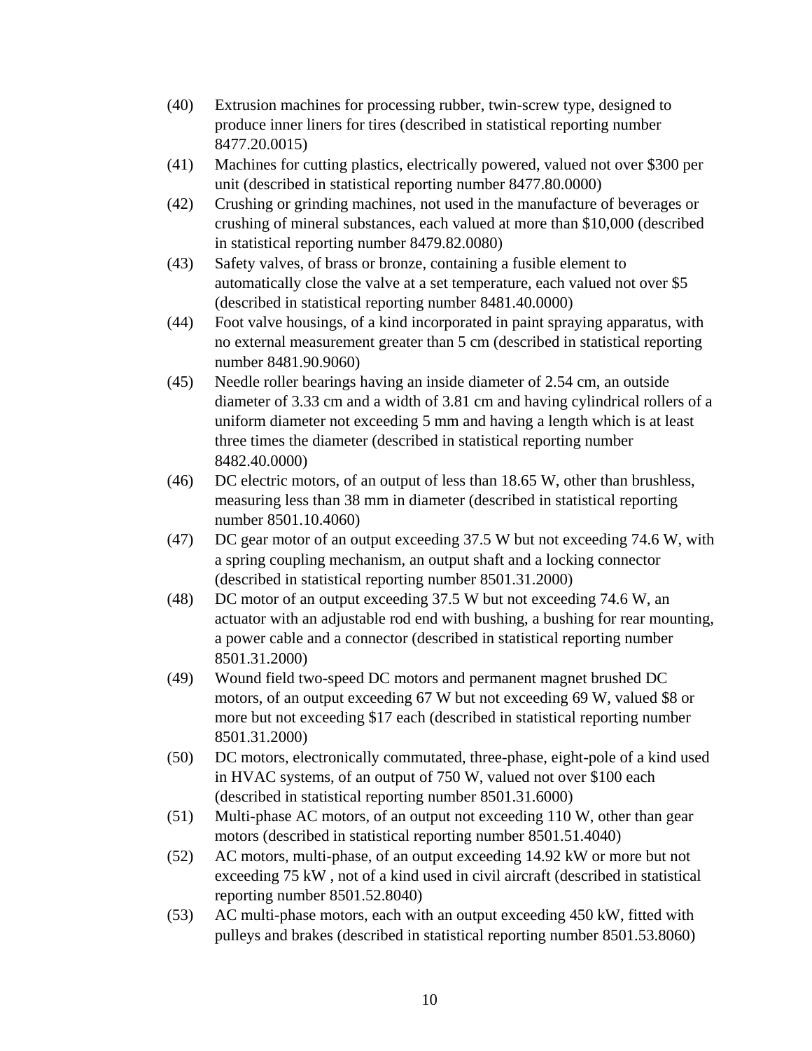(40) Extrusion machines for processing rubber, twin-screw type, designed to produce inner liners for tires (described in statistical reporting number 8477.20.0015)

(41) Machines for cutting plastics, electrically powered, valued not over $300 per unit (described in statistical reporting number 8477.80.0000)

(42) Crushing or grinding machines, not used in the manufacture of beverages or crushing of mineral substances, each valued at more than $10,000 (described in statistical reporting number 8479.82.0080)

(43) Safety valves, of brass or bronze, containing a fusible element to automatically close the valve at a set temperature, each valued not over $5 (described in statistical reporting number 8481.40.0000)

(44) Foot valve housings, of a kind incorporated in paint spraying apparatus, with no external measurement greater than 5 cm (described in statistical reporting number 8481.90.9060)

(45) Needle roller bearings having an inside diameter of 2.54 cm, an outside diameter of 3.33 cm and a width of 3.81 cm and having cylindrical rollers of a uniform diameter not exceeding 5 mm and having a length which is at least three times the diameter (described in statistical reporting number 8482.40.0000)

(46) DC electric motors, of an output of less than 18.65 W, other than brushless, measuring less than 38 mm in diameter (described in statistical reporting number 8501.10.4060)

(47) DC gear motor of an output exceeding 37.5 W but not exceeding 74.6 W, with a spring coupling mechanism, an output shaft and a locking connector (described in statistical reporting number 8501.31.2000)

(48) DC motor of an output exceeding 37.5 W but not exceeding 74.6 W, an actuator with an adjustable rod end with bushing, a bushing for rear mounting, a power cable and a connector (described in statistical reporting number 8501.31.2000)

(49) Wound field two-speed DC motors and permanent magnet brushed DC motors, of an output exceeding 67 W but not exceeding 69 W, valued $8 or more but not exceeding $17 each (described in statistical reporting number 8501.31.2000)

(50) DC motors, electronically commutated, three-phase, eight-pole of a kind used in HVAC systems, of an output of 750 W, valued not over $100 each (described in statistical reporting number 8501.31.6000)

(51) Multi-phase AC motors, of an output not exceeding 110 W, other than gear motors (described in statistical reporting number 8501.51.4040)

(52) AC motors, multi-phase, of an output exceeding 14.92 kW or more but not exceeding 75 kW , not of a kind used in civil aircraft (described in statistical reporting number 8501.52.8040)

(53) AC multi-phase motors, each with an output exceeding 450 kW, fitted with pulleys and brakes (described in statistical reporting number 8501.53.8060)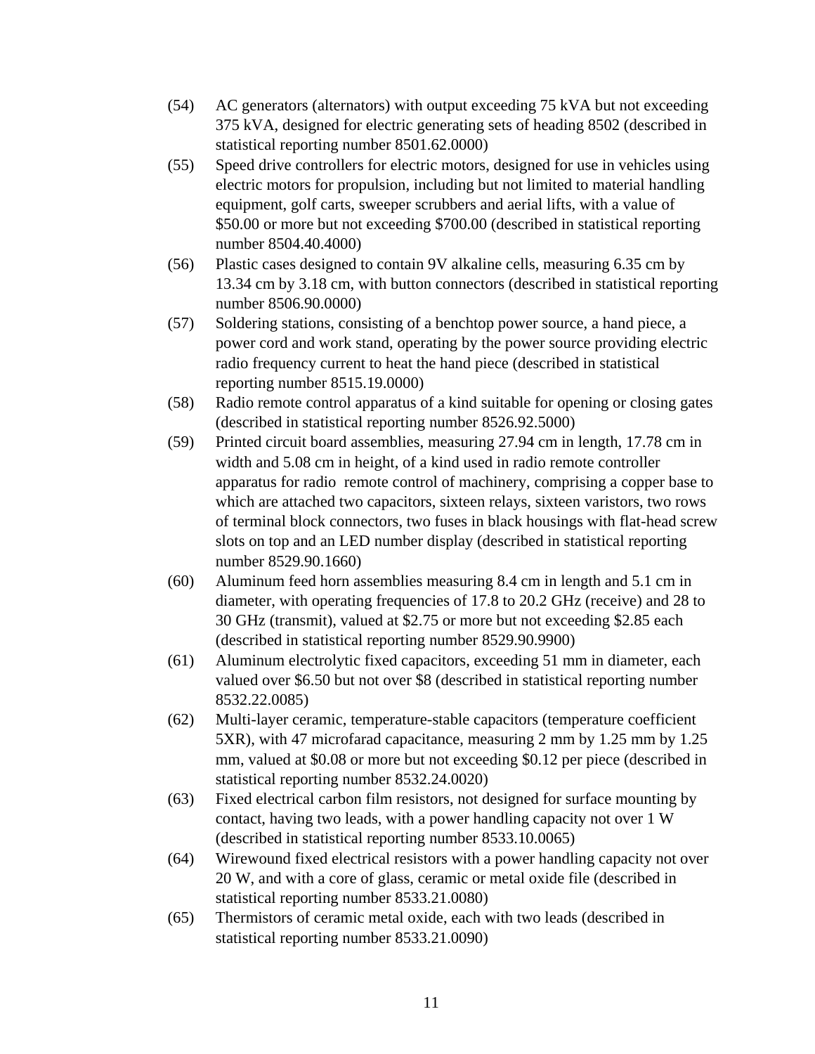(54) AC generators (alternators) with output exceeding 75 kVA but not exceeding 375 kVA, designed for electric generating sets of heading 8502 (described in statistical reporting number 8501.62.0000)

(55) Speed drive controllers for electric motors, designed for use in vehicles using electric motors for propulsion, including but not limited to material handling equipment, golf carts, sweeper scrubbers and aerial lifts, with a value of $50.00 or more but not exceeding $700.00 (described in statistical reporting number 8504.40.4000)

(56) Plastic cases designed to contain 9V alkaline cells, measuring 6.35 cm by 13.34 cm by 3.18 cm, with button connectors (described in statistical reporting number 8506.90.0000)

(57) Soldering stations, consisting of a benchtop power source, a hand piece, a power cord and work stand, operating by the power source providing electric radio frequency current to heat the hand piece (described in statistical reporting number 8515.19.0000)

(58) Radio remote control apparatus of a kind suitable for opening or closing gates (described in statistical reporting number 8526.92.5000)

(59) Printed circuit board assemblies, measuring 27.94 cm in length, 17.78 cm in width and 5.08 cm in height, of a kind used in radio remote controller apparatus for radio remote control of machinery, comprising a copper base to which are attached two capacitors, sixteen relays, sixteen varistors, two rows of terminal block connectors, two fuses in black housings with flat-head screw slots on top and an LED number display (described in statistical reporting number 8529.90.1660)

(60) Aluminum feed horn assemblies measuring 8.4 cm in length and 5.1 cm in diameter, with operating frequencies of 17.8 to 20.2 GHz (receive) and 28 to 30 GHz (transmit), valued at $2.75 or more but not exceeding $2.85 each (described in statistical reporting number 8529.90.9900)

(61) Aluminum electrolytic fixed capacitors, exceeding 51 mm in diameter, each valued over $6.50 but not over $8 (described in statistical reporting number 8532.22.0085)

(62) Multi-layer ceramic, temperature-stable capacitors (temperature coefficient 5XR), with 47 microfarad capacitance, measuring 2 mm by 1.25 mm by 1.25 mm, valued at $0.08 or more but not exceeding $0.12 per piece (described in statistical reporting number 8532.24.0020)

(63) Fixed electrical carbon film resistors, not designed for surface mounting by contact, having two leads, with a power handling capacity not over 1 W (described in statistical reporting number 8533.10.0065)

(64) Wirewound fixed electrical resistors with a power handling capacity not over 20 W, and with a core of glass, ceramic or metal oxide file (described in statistical reporting number 8533.21.0080)

(65) Thermistors of ceramic metal oxide, each with two leads (described in statistical reporting number 8533.21.0090)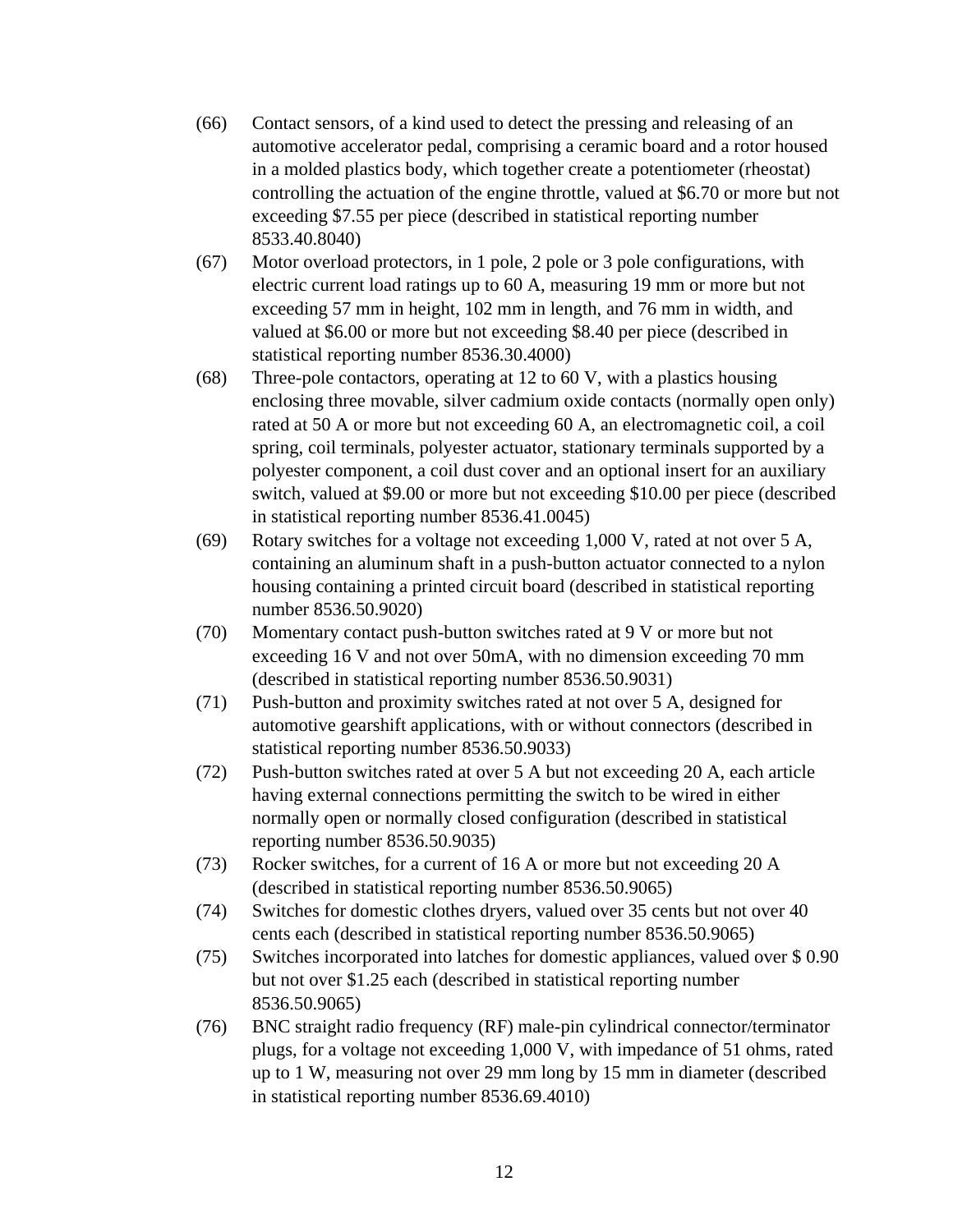(66) Contact sensors, of a kind used to detect the pressing and releasing of an automotive accelerator pedal, comprising a ceramic board and a rotor housed in a molded plastics body, which together create a potentiometer (rheostat) controlling the actuation of the engine throttle, valued at $6.70 or more but not exceeding $7.55 per piece (described in statistical reporting number 8533.40.8040)

(67) Motor overload protectors, in 1 pole, 2 pole or 3 pole configurations, with electric current load ratings up to 60 A, measuring 19 mm or more but not exceeding 57 mm in height, 102 mm in length, and 76 mm in width, and valued at $6.00 or more but not exceeding $8.40 per piece (described in statistical reporting number 8536.30.4000)

(68) Three-pole contactors, operating at 12 to 60 V, with a plastics housing enclosing three movable, silver cadmium oxide contacts (normally open only) rated at 50 A or more but not exceeding 60 A, an electromagnetic coil, a coil spring, coil terminals, polyester actuator, stationary terminals supported by a polyester component, a coil dust cover and an optional insert for an auxiliary switch, valued at $9.00 or more but not exceeding $10.00 per piece (described in statistical reporting number 8536.41.0045)

(69) Rotary switches for a voltage not exceeding 1,000 V, rated at not over 5 A, containing an aluminum shaft in a push-button actuator connected to a nylon housing containing a printed circuit board (described in statistical reporting number 8536.50.9020)

(70) Momentary contact push-button switches rated at 9 V or more but not exceeding 16 V and not over 50mA, with no dimension exceeding 70 mm (described in statistical reporting number 8536.50.9031)

(71) Push-button and proximity switches rated at not over 5 A, designed for automotive gearshift applications, with or without connectors (described in statistical reporting number 8536.50.9033)

(72) Push-button switches rated at over 5 A but not exceeding 20 A, each article having external connections permitting the switch to be wired in either normally open or normally closed configuration (described in statistical reporting number 8536.50.9035)

(73) Rocker switches, for a current of 16 A or more but not exceeding 20 A (described in statistical reporting number 8536.50.9065)

(74) Switches for domestic clothes dryers, valued over 35 cents but not over 40 cents each (described in statistical reporting number 8536.50.9065)

(75) Switches incorporated into latches for domestic appliances, valued over $ 0.90 but not over $1.25 each (described in statistical reporting number 8536.50.9065)

(76) BNC straight radio frequency (RF) male-pin cylindrical connector/terminator plugs, for a voltage not exceeding 1,000 V, with impedance of 51 ohms, rated up to 1 W, measuring not over 29 mm long by 15 mm in diameter (described in statistical reporting number 8536.69.4010)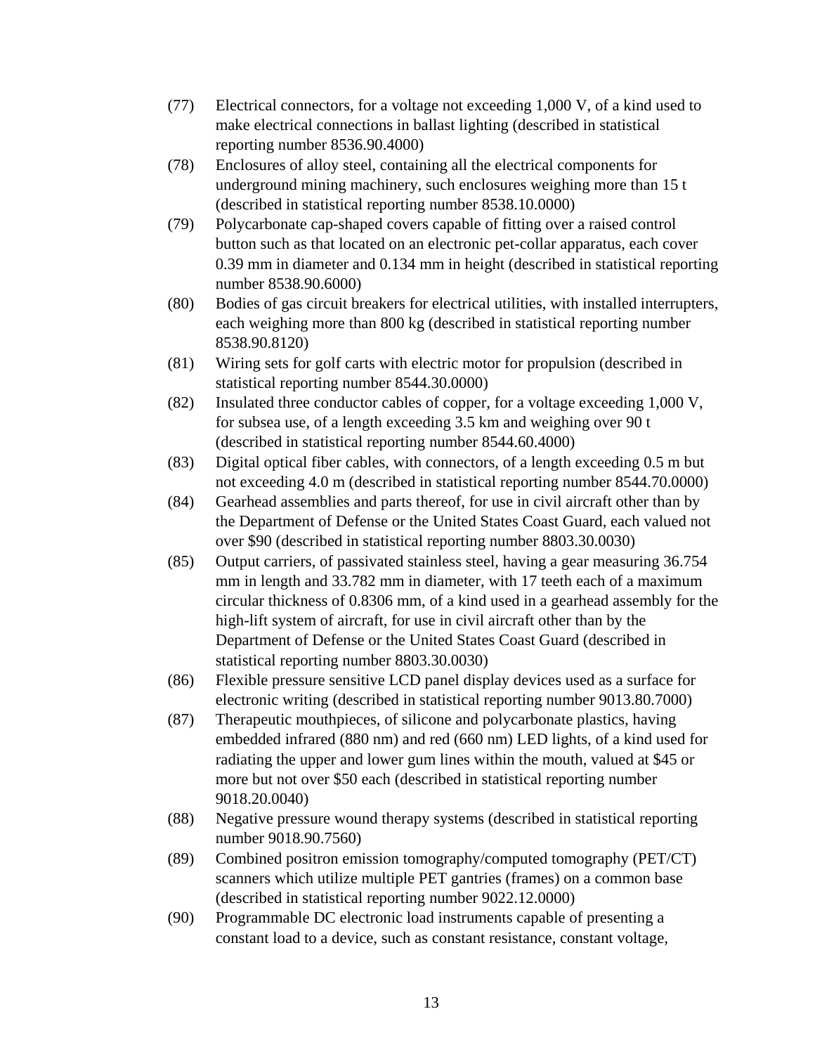(77) Electrical connectors, for a voltage not exceeding 1,000 V, of a kind used to make electrical connections in ballast lighting (described in statistical reporting number 8536.90.4000)

(78) Enclosures of alloy steel, containing all the electrical components for underground mining machinery, such enclosures weighing more than 15 t (described in statistical reporting number 8538.10.0000)

(79) Polycarbonate cap-shaped covers capable of fitting over a raised control button such as that located on an electronic pet-collar apparatus, each cover 0.39 mm in diameter and 0.134 mm in height (described in statistical reporting number 8538.90.6000)

(80) Bodies of gas circuit breakers for electrical utilities, with installed interrupters, each weighing more than 800 kg (described in statistical reporting number 8538.90.8120)

(81) Wiring sets for golf carts with electric motor for propulsion (described in statistical reporting number 8544.30.0000)

(82) Insulated three conductor cables of copper, for a voltage exceeding 1,000 V, for subsea use, of a length exceeding 3.5 km and weighing over 90 t (described in statistical reporting number 8544.60.4000)

(83) Digital optical fiber cables, with connectors, of a length exceeding 0.5 m but not exceeding 4.0 m (described in statistical reporting number 8544.70.0000)

(84) Gearhead assemblies and parts thereof, for use in civil aircraft other than by the Department of Defense or the United States Coast Guard, each valued not over $90 (described in statistical reporting number 8803.30.0030)

(85) Output carriers, of passivated stainless steel, having a gear measuring 36.754 mm in length and 33.782 mm in diameter, with 17 teeth each of a maximum circular thickness of 0.8306 mm, of a kind used in a gearhead assembly for the high-lift system of aircraft, for use in civil aircraft other than by the Department of Defense or the United States Coast Guard (described in statistical reporting number 8803.30.0030)

(86) Flexible pressure sensitive LCD panel display devices used as a surface for electronic writing (described in statistical reporting number 9013.80.7000)

(87) Therapeutic mouthpieces, of silicone and polycarbonate plastics, having embedded infrared (880 nm) and red (660 nm) LED lights, of a kind used for radiating the upper and lower gum lines within the mouth, valued at $45 or more but not over $50 each (described in statistical reporting number 9018.20.0040)

(88) Negative pressure wound therapy systems (described in statistical reporting number 9018.90.7560)

(89) Combined positron emission tomography/computed tomography (PET/CT) scanners which utilize multiple PET gantries (frames) on a common base (described in statistical reporting number 9022.12.0000)

(90) Programmable DC electronic load instruments capable of presenting a constant load to a device, such as constant resistance, constant voltage,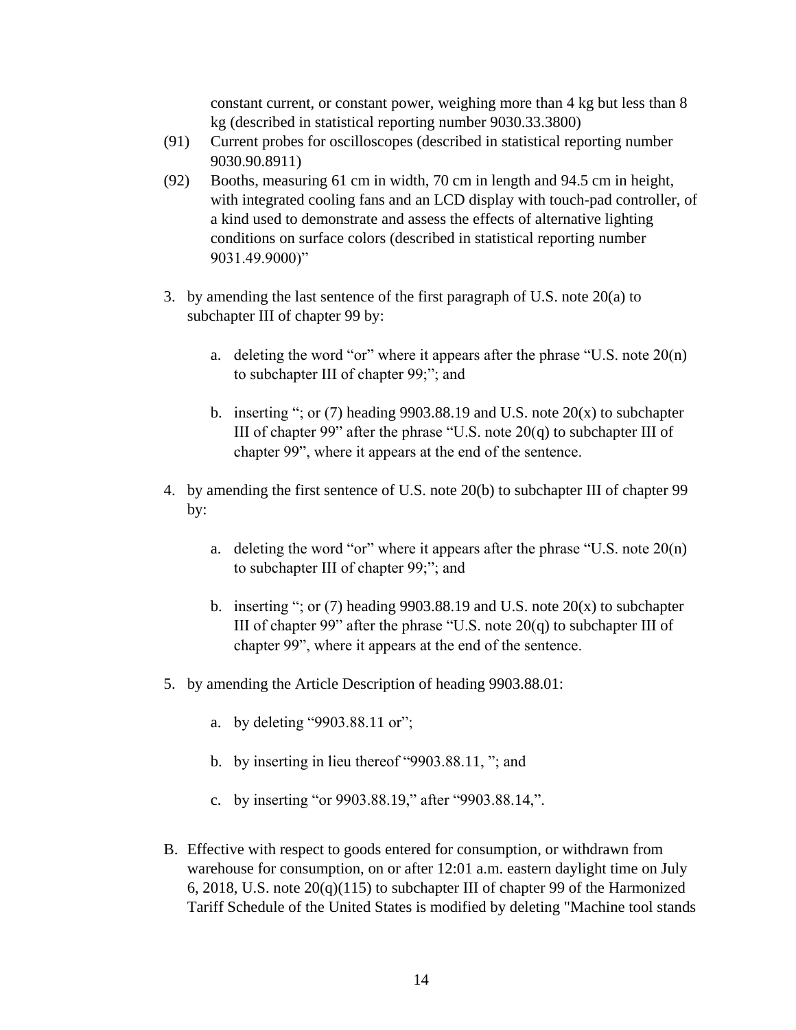constant current, or constant power, weighing more than 4 kg but less than 8 kg (described in statistical reporting number 9030.33.3800)

(91) Current probes for oscilloscopes (described in statistical reporting number 9030.90.8911)

(92) Booths, measuring 61 cm in width, 70 cm in length and 94.5 cm in height, with integrated cooling fans and an LCD display with touch-pad controller, of a kind used to demonstrate and assess the effects of alternative lighting conditions on surface colors (described in statistical reporting number 9031.49.9000)"

3. by amending the last sentence of the first paragraph of U.S. note 20(a) to subchapter III of chapter 99 by:

   a. deleting the word "or" where it appears after the phrase "U.S. note 20(n) to subchapter III of chapter 99;"; and

   b. inserting "; or (7) heading 9903.88.19 and U.S. note 20(x) to subchapter III of chapter 99" after the phrase "U.S. note 20(q) to subchapter III of chapter 99", where it appears at the end of the sentence.

4. by amending the first sentence of U.S. note 20(b) to subchapter III of chapter 99 by:

   a. deleting the word "or" where it appears after the phrase "U.S. note 20(n) to subchapter III of chapter 99;"; and

   b. inserting "; or (7) heading 9903.88.19 and U.S. note 20(x) to subchapter III of chapter 99" after the phrase "U.S. note 20(q) to subchapter III of chapter 99", where it appears at the end of the sentence.

5. by amending the Article Description of heading 9903.88.01:

   a. by deleting "9903.88.11 or";

   b. by inserting in lieu thereof "9903.88.11, "; and

   c. by inserting "or 9903.88.19," after "9903.88.14,".

B. Effective with respect to goods entered for consumption, or withdrawn from warehouse for consumption, on or after 12:01 a.m. eastern daylight time on July 6, 2018, U.S. note 20(q)(115) to subchapter III of chapter 99 of the Harmonized Tariff Schedule of the United States is modified by deleting "Machine tool stands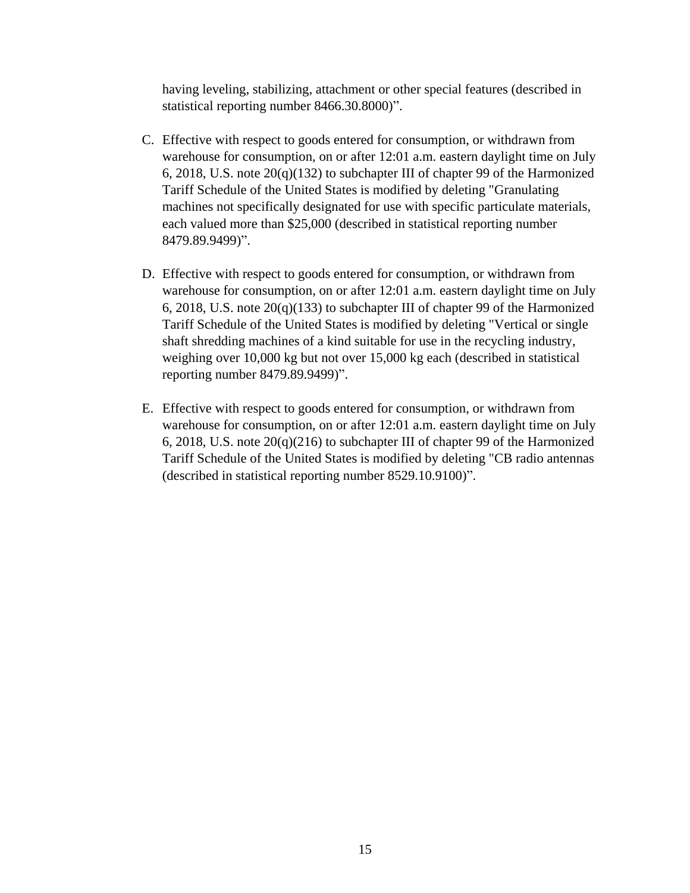having leveling, stabilizing, attachment or other special features (described in statistical reporting number 8466.30.8000)”.

C. Effective with respect to goods entered for consumption, or withdrawn from warehouse for consumption, on or after 12:01 a.m. eastern daylight time on July 6, 2018, U.S. note 20(q)(132) to subchapter III of chapter 99 of the Harmonized Tariff Schedule of the United States is modified by deleting "Granulating machines not specifically designated for use with specific particulate materials, each valued more than $25,000 (described in statistical reporting number 8479.89.9499)”.

D. Effective with respect to goods entered for consumption, or withdrawn from warehouse for consumption, on or after 12:01 a.m. eastern daylight time on July 6, 2018, U.S. note 20(q)(133) to subchapter III of chapter 99 of the Harmonized Tariff Schedule of the United States is modified by deleting "Vertical or single shaft shredding machines of a kind suitable for use in the recycling industry, weighing over 10,000 kg but not over 15,000 kg each (described in statistical reporting number 8479.89.9499)”.

E. Effective with respect to goods entered for consumption, or withdrawn from warehouse for consumption, on or after 12:01 a.m. eastern daylight time on July 6, 2018, U.S. note 20(q)(216) to subchapter III of chapter 99 of the Harmonized Tariff Schedule of the United States is modified by deleting "CB radio antennas (described in statistical reporting number 8529.10.9100)”.